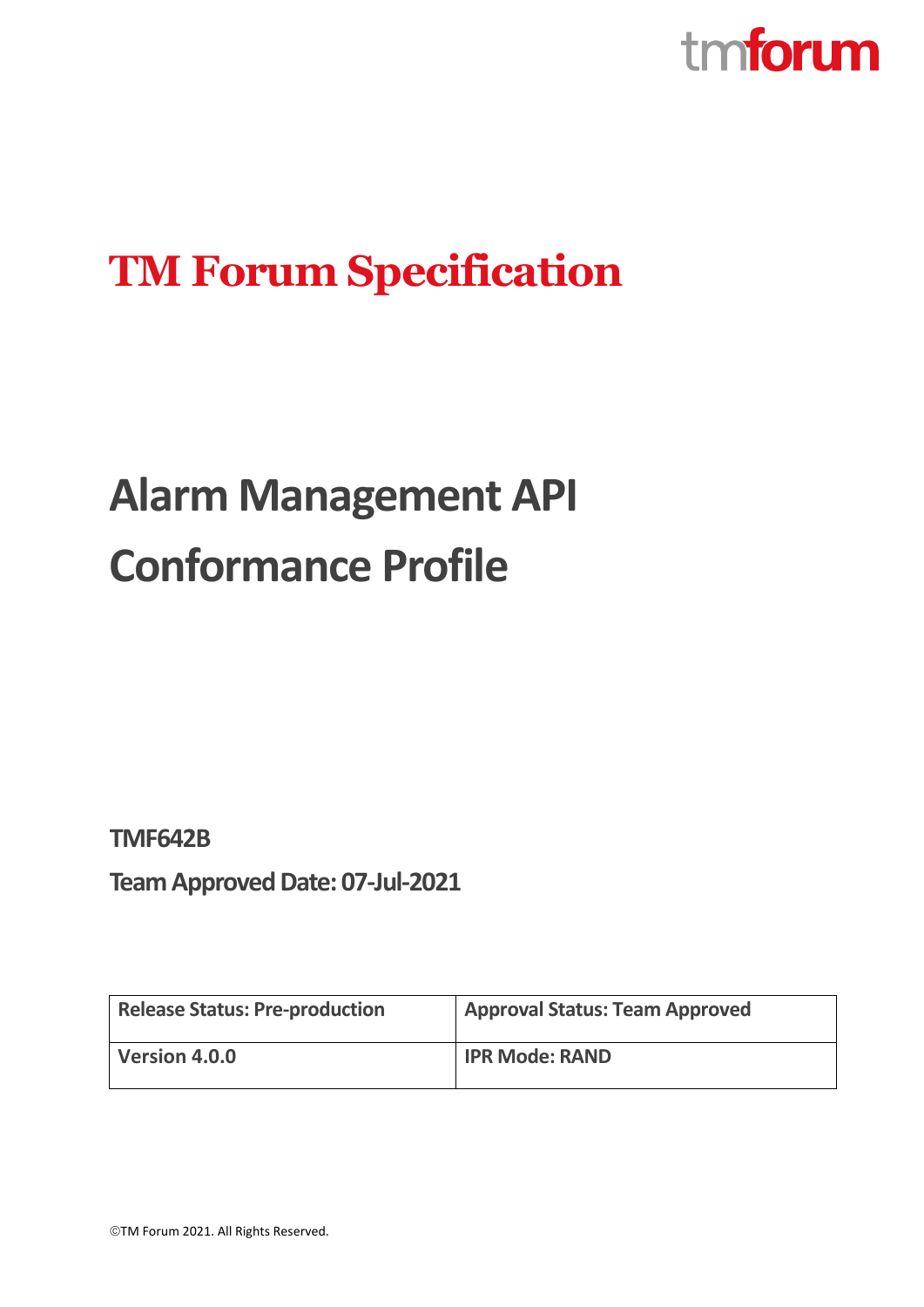tmforum

# TM Forum Specification

# Alarm Management API Conformance Profile

**TMF642B**

**Team Approved Date: 07-Jul-2021**

| | |
|---|---|
| **Release Status: Pre-production** | **Approval Status: Team Approved** |
| **Version 4.0.0** | **IPR Mode: RAND** |

©TM Forum 2021. All Rights Reserved.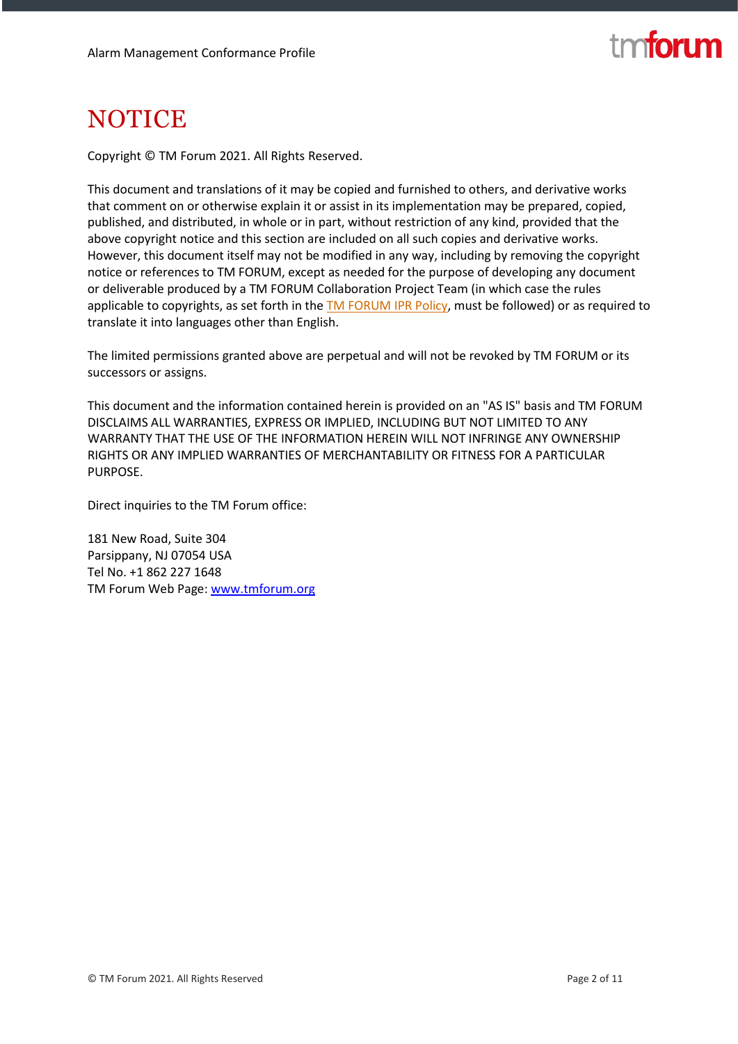# NOTICE

Copyright © TM Forum 2021. All Rights Reserved.

This document and translations of it may be copied and furnished to others, and derivative works that comment on or otherwise explain it or assist in its implementation may be prepared, copied, published, and distributed, in whole or in part, without restriction of any kind, provided that the above copyright notice and this section are included on all such copies and derivative works. However, this document itself may not be modified in any way, including by removing the copyright notice or references to TM FORUM, except as needed for the purpose of developing any document or deliverable produced by a TM FORUM Collaboration Project Team (in which case the rules applicable to copyrights, as set forth in the TM FORUM IPR Policy, must be followed) or as required to translate it into languages other than English.

The limited permissions granted above are perpetual and will not be revoked by TM FORUM or its successors or assigns.

This document and the information contained herein is provided on an "AS IS" basis and TM FORUM DISCLAIMS ALL WARRANTIES, EXPRESS OR IMPLIED, INCLUDING BUT NOT LIMITED TO ANY WARRANTY THAT THE USE OF THE INFORMATION HEREIN WILL NOT INFRINGE ANY OWNERSHIP RIGHTS OR ANY IMPLIED WARRANTIES OF MERCHANTABILITY OR FITNESS FOR A PARTICULAR PURPOSE.

Direct inquiries to the TM Forum office:

181 New Road, Suite 304
Parsippany, NJ 07054 USA
Tel No. +1 862 227 1648
TM Forum Web Page: www.tmforum.org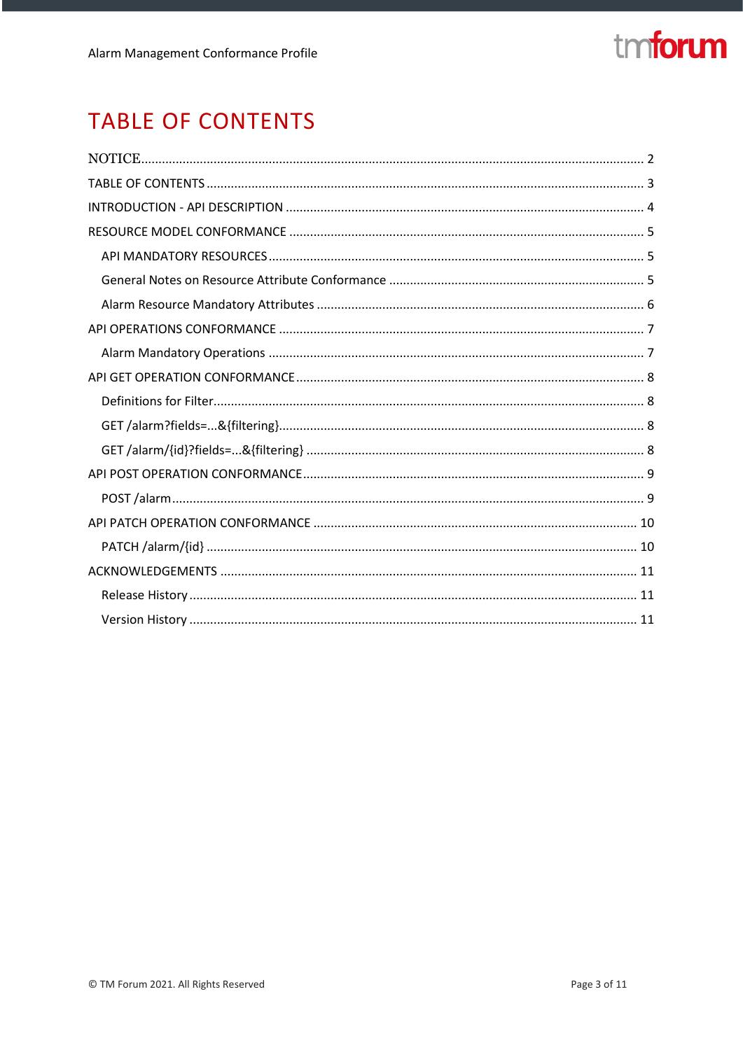# TABLE OF CONTENTS

NOTICE ........................................................................................................................................... 2

TABLE OF CONTENTS ...................................................................................................................... 3

INTRODUCTION - API DESCRIPTION .............................................................................................. 4

RESOURCE MODEL CONFORMANCE .............................................................................................. 5

- API MANDATORY RESOURCES ..................................................................................................... 5
- General Notes on Resource Attribute Conformance ........................................................................ 5
- Alarm Resource Mandatory Attributes ............................................................................................. 6

API OPERATIONS CONFORMANCE ................................................................................................. 7

- Alarm Mandatory Operations ........................................................................................................... 7

API GET OPERATION CONFORMANCE ............................................................................................ 8

- Definitions for Filter .......................................................................................................................... 8
- GET /alarm?fields=...&{filtering} ......................................................................................................... 8
- GET /alarm/{id}?fields=...&{filtering} ................................................................................................. 8

API POST OPERATION CONFORMANCE ........................................................................................... 9

- POST /alarm ...................................................................................................................................... 9

API PATCH OPERATION CONFORMANCE ........................................................................................ 10

- PATCH /alarm/{id} ............................................................................................................................ 10

ACKNOWLEDGEMENTS .................................................................................................................. 11

- Release History ................................................................................................................................. 11
- Version History ................................................................................................................................. 11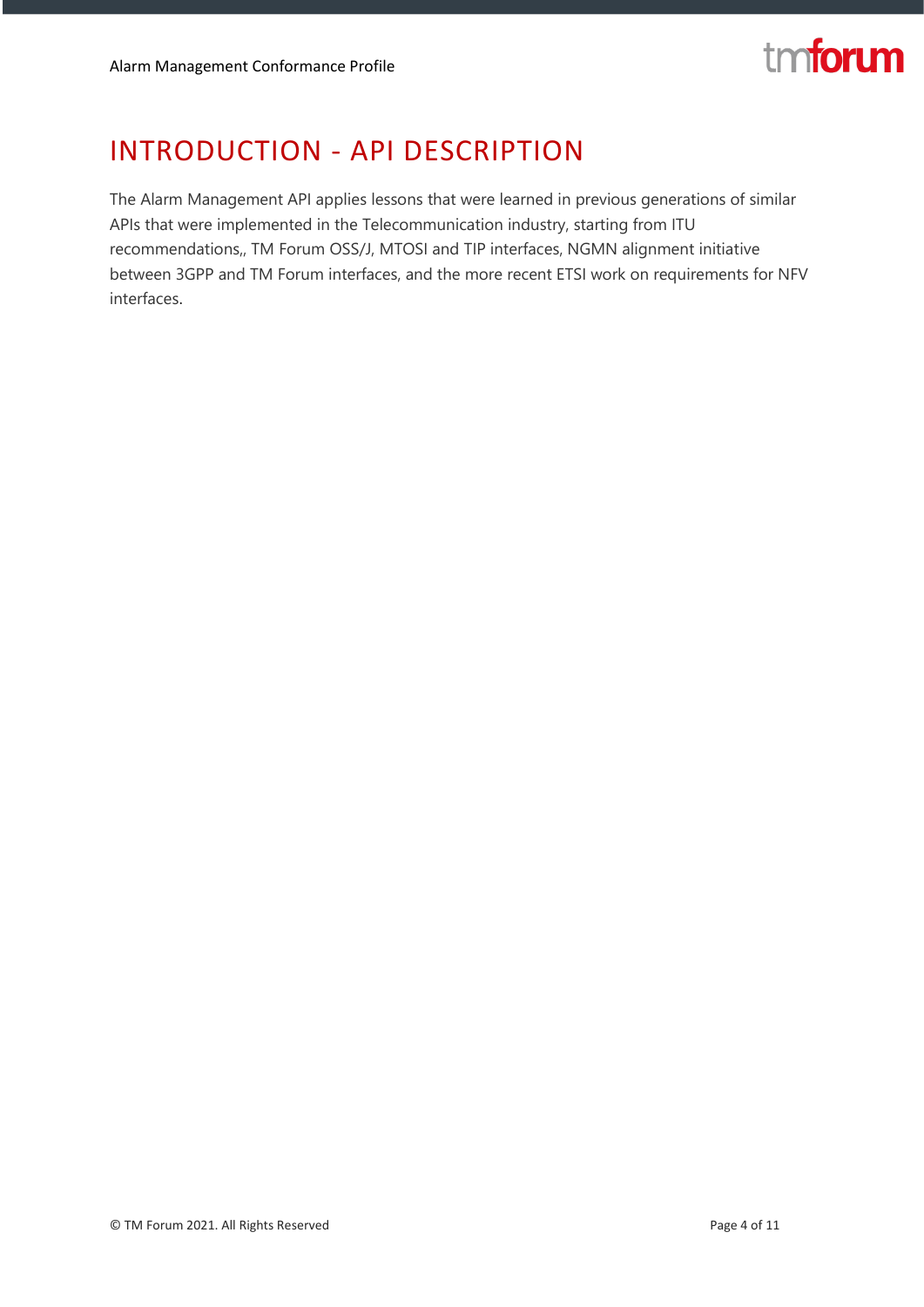# INTRODUCTION - API DESCRIPTION

The Alarm Management API applies lessons that were learned in previous generations of similar APIs that were implemented in the Telecommunication industry, starting from ITU recommendations,, TM Forum OSS/J, MTOSI and TIP interfaces, NGMN alignment initiative between 3GPP and TM Forum interfaces, and the more recent ETSI work on requirements for NFV interfaces.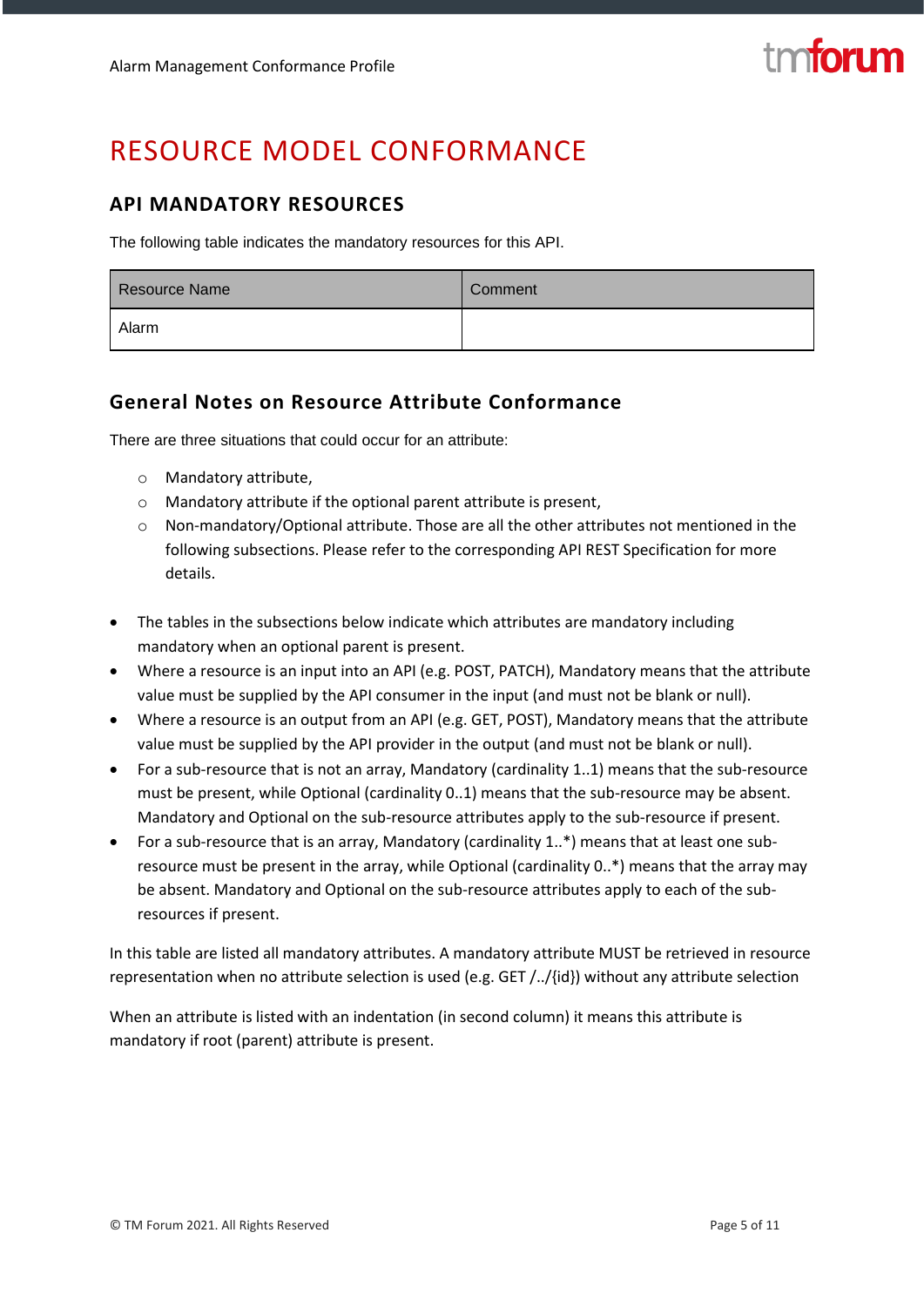# RESOURCE MODEL CONFORMANCE

## API MANDATORY RESOURCES

The following table indicates the mandatory resources for this API.

| Resource Name | Comment |
| --- | --- |
| Alarm | |

### General Notes on Resource Attribute Conformance

There are three situations that could occur for an attribute:

- Mandatory attribute,
- Mandatory attribute if the optional parent attribute is present,
- Non-mandatory/Optional attribute. Those are all the other attributes not mentioned in the following subsections. Please refer to the corresponding API REST Specification for more details.

- The tables in the subsections below indicate which attributes are mandatory including mandatory when an optional parent is present.
- Where a resource is an input into an API (e.g. POST, PATCH), Mandatory means that the attribute value must be supplied by the API consumer in the input (and must not be blank or null).
- Where a resource is an output from an API (e.g. GET, POST), Mandatory means that the attribute value must be supplied by the API provider in the output (and must not be blank or null).
- For a sub-resource that is not an array, Mandatory (cardinality 1..1) means that the sub-resource must be present, while Optional (cardinality 0..1) means that the sub-resource may be absent. Mandatory and Optional on the sub-resource attributes apply to the sub-resource if present.
- For a sub-resource that is an array, Mandatory (cardinality 1..*) means that at least one sub-resource must be present in the array, while Optional (cardinality 0..*) means that the array may be absent. Mandatory and Optional on the sub-resource attributes apply to each of the sub-resources if present.

In this table are listed all mandatory attributes. A mandatory attribute MUST be retrieved in resource representation when no attribute selection is used (e.g. GET /../{id}) without any attribute selection

When an attribute is listed with an indentation (in second column) it means this attribute is mandatory if root (parent) attribute is present.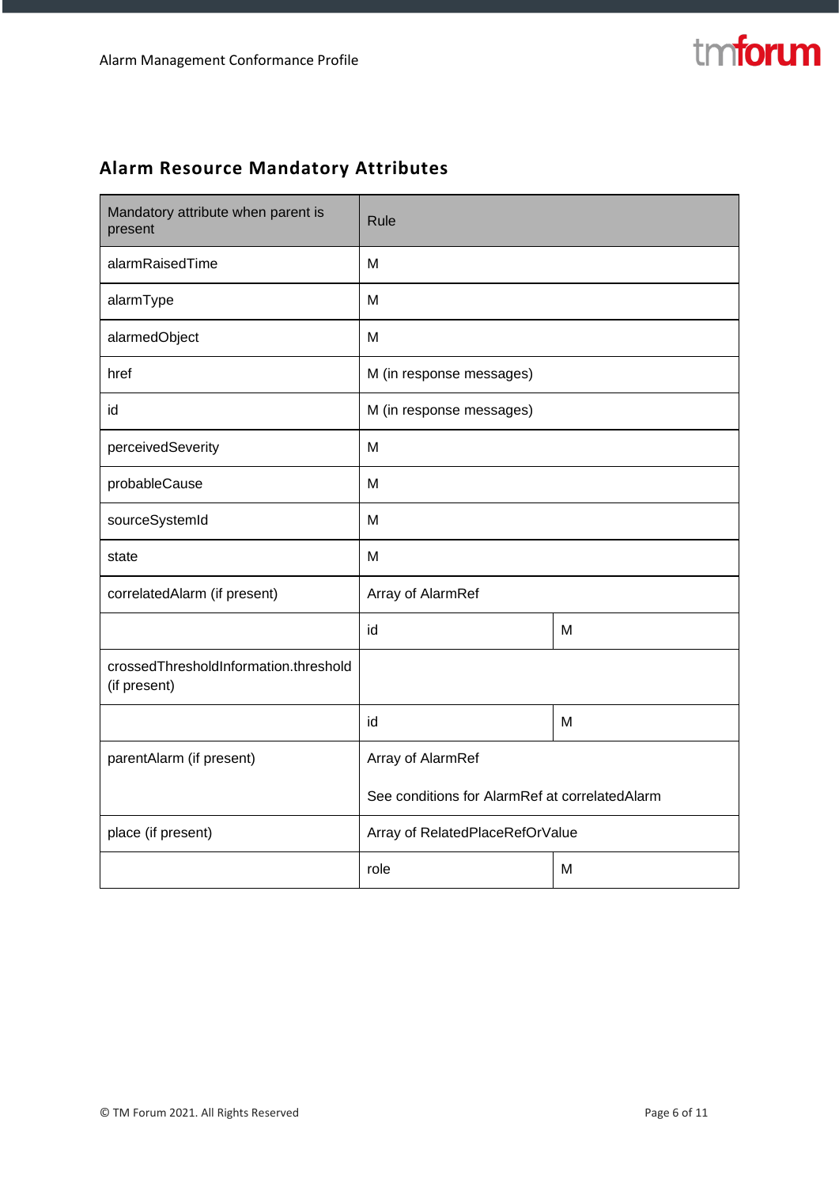## Alarm Resource Mandatory Attributes

| Mandatory attribute when parent is present | Rule | |
|---|---|---|
| alarmRaisedTime | M | |
| alarmType | M | |
| alarmedObject | M | |
| href | M (in response messages) | |
| id | M (in response messages) | |
| perceivedSeverity | M | |
| probableCause | M | |
| sourceSystemId | M | |
| state | M | |
| correlatedAlarm (if present) | Array of AlarmRef | |
| | id | M |
| crossedThresholdInformation.threshold (if present) | | |
| | id | M |
| parentAlarm (if present) | Array of AlarmRef<br><br>See conditions for AlarmRef at correlatedAlarm | |
| place (if present) | Array of RelatedPlaceRefOrValue | |
| | role | M |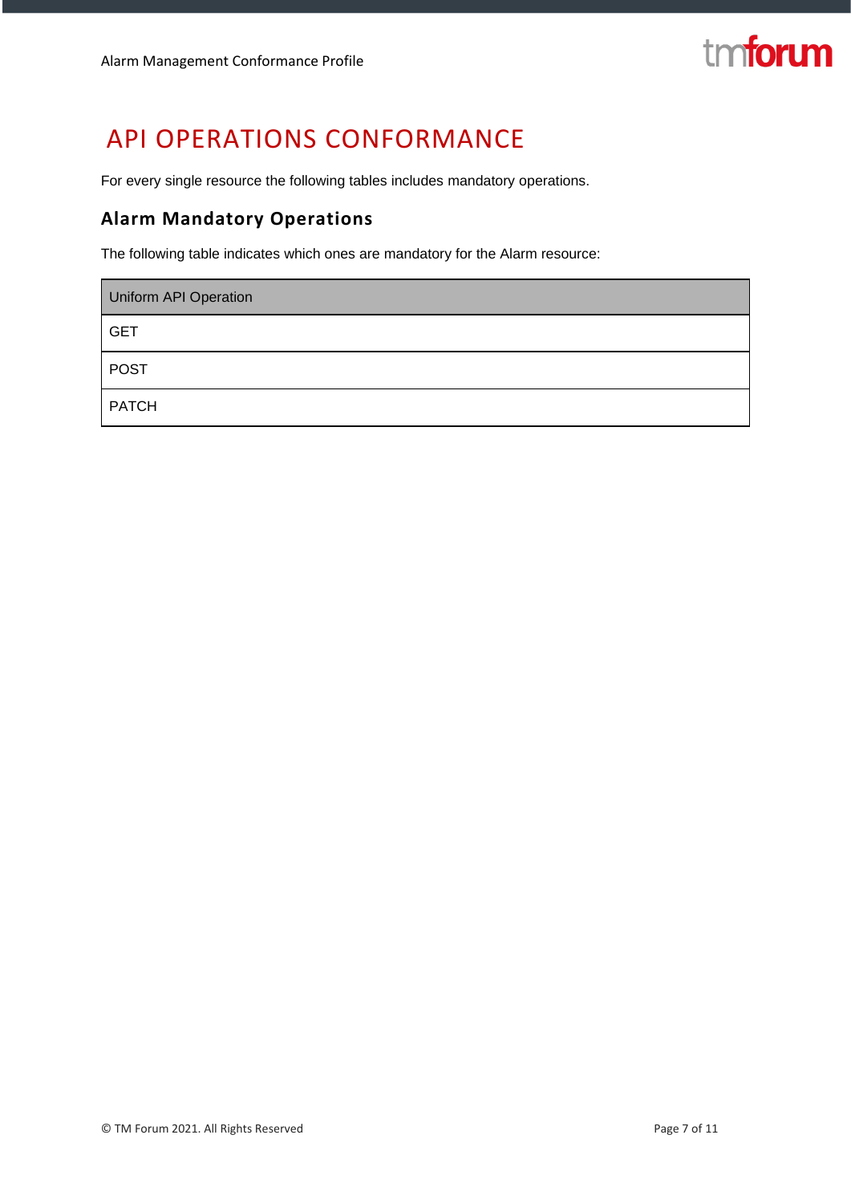# API OPERATIONS CONFORMANCE

For every single resource the following tables includes mandatory operations.

## Alarm Mandatory Operations

The following table indicates which ones are mandatory for the Alarm resource:

| Uniform API Operation |
|---|
| GET |
| POST |
| PATCH |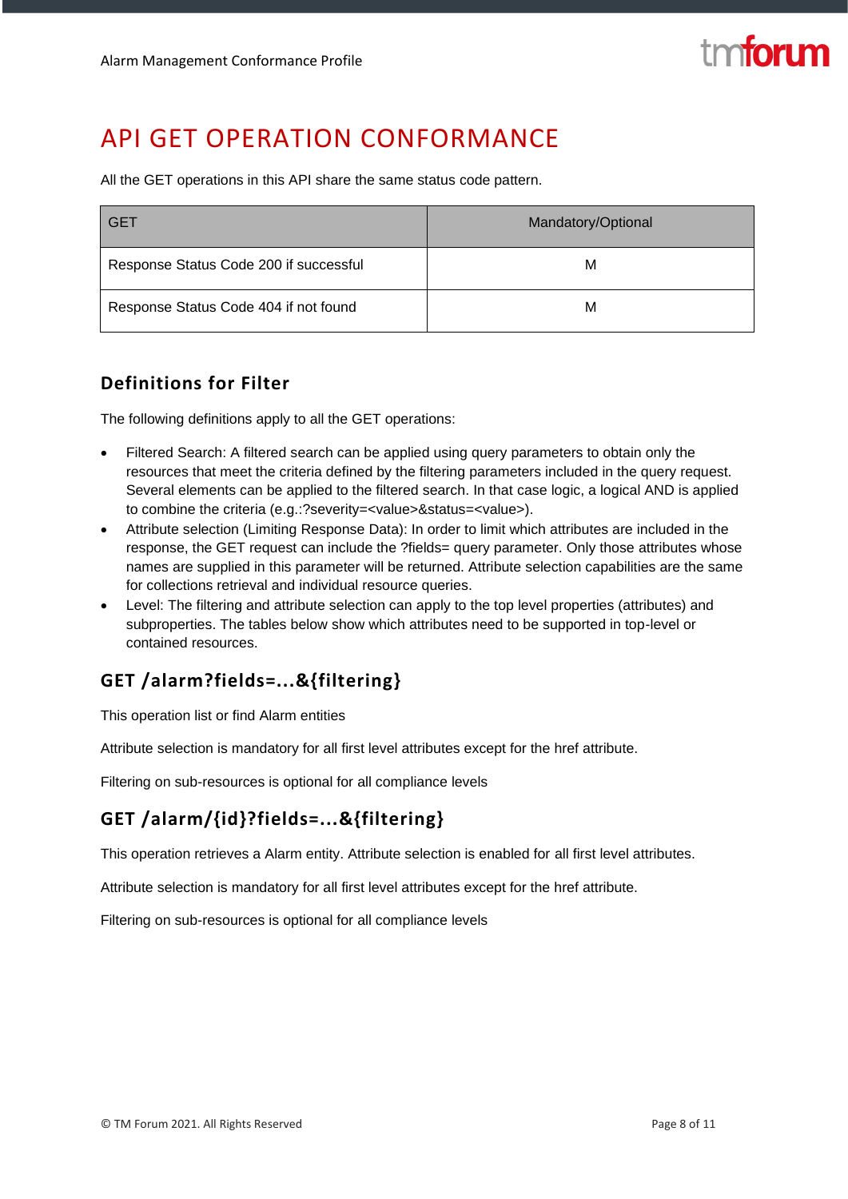# API GET OPERATION CONFORMANCE

All the GET operations in this API share the same status code pattern.

| GET | Mandatory/Optional |
|---|---|
| Response Status Code 200 if successful | M |
| Response Status Code 404 if not found | M |

### Definitions for Filter

The following definitions apply to all the GET operations:

- Filtered Search: A filtered search can be applied using query parameters to obtain only the resources that meet the criteria defined by the filtering parameters included in the query request. Several elements can be applied to the filtered search. In that case logic, a logical AND is applied to combine the criteria (e.g.:?severity=<value>&status=<value>).
- Attribute selection (Limiting Response Data): In order to limit which attributes are included in the response, the GET request can include the ?fields= query parameter. Only those attributes whose names are supplied in this parameter will be returned. Attribute selection capabilities are the same for collections retrieval and individual resource queries.
- Level: The filtering and attribute selection can apply to the top level properties (attributes) and subproperties. The tables below show which attributes need to be supported in top-level or contained resources.

## GET /alarm?fields=...&{filtering}

This operation list or find Alarm entities

Attribute selection is mandatory for all first level attributes except for the href attribute.

Filtering on sub-resources is optional for all compliance levels

## GET /alarm/{id}?fields=...&{filtering}

This operation retrieves a Alarm entity. Attribute selection is enabled for all first level attributes.

Attribute selection is mandatory for all first level attributes except for the href attribute.

Filtering on sub-resources is optional for all compliance levels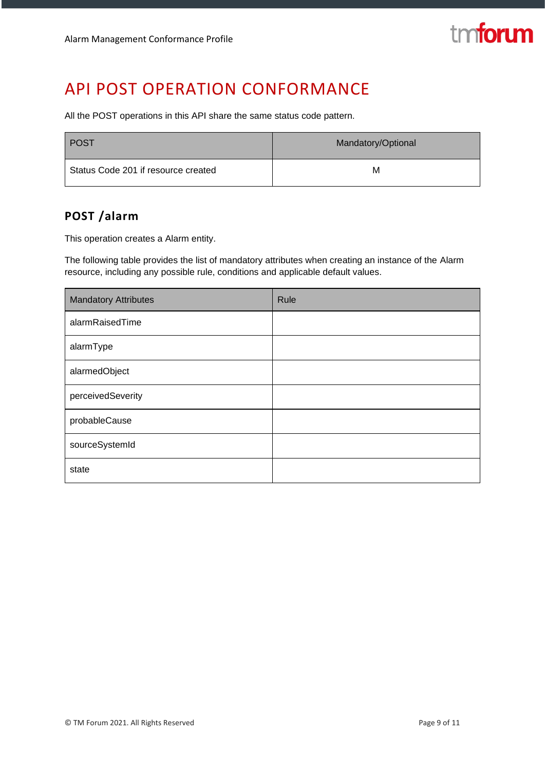# API POST OPERATION CONFORMANCE

All the POST operations in this API share the same status code pattern.

| POST | Mandatory/Optional |
|---|---|
| Status Code 201 if resource created | M |

## POST /alarm

This operation creates a Alarm entity.

The following table provides the list of mandatory attributes when creating an instance of the Alarm resource, including any possible rule, conditions and applicable default values.

| Mandatory Attributes | Rule |
|---|---|
| alarmRaisedTime | |
| alarmType | |
| alarmedObject | |
| perceivedSeverity | |
| probableCause | |
| sourceSystemId | |
| state | |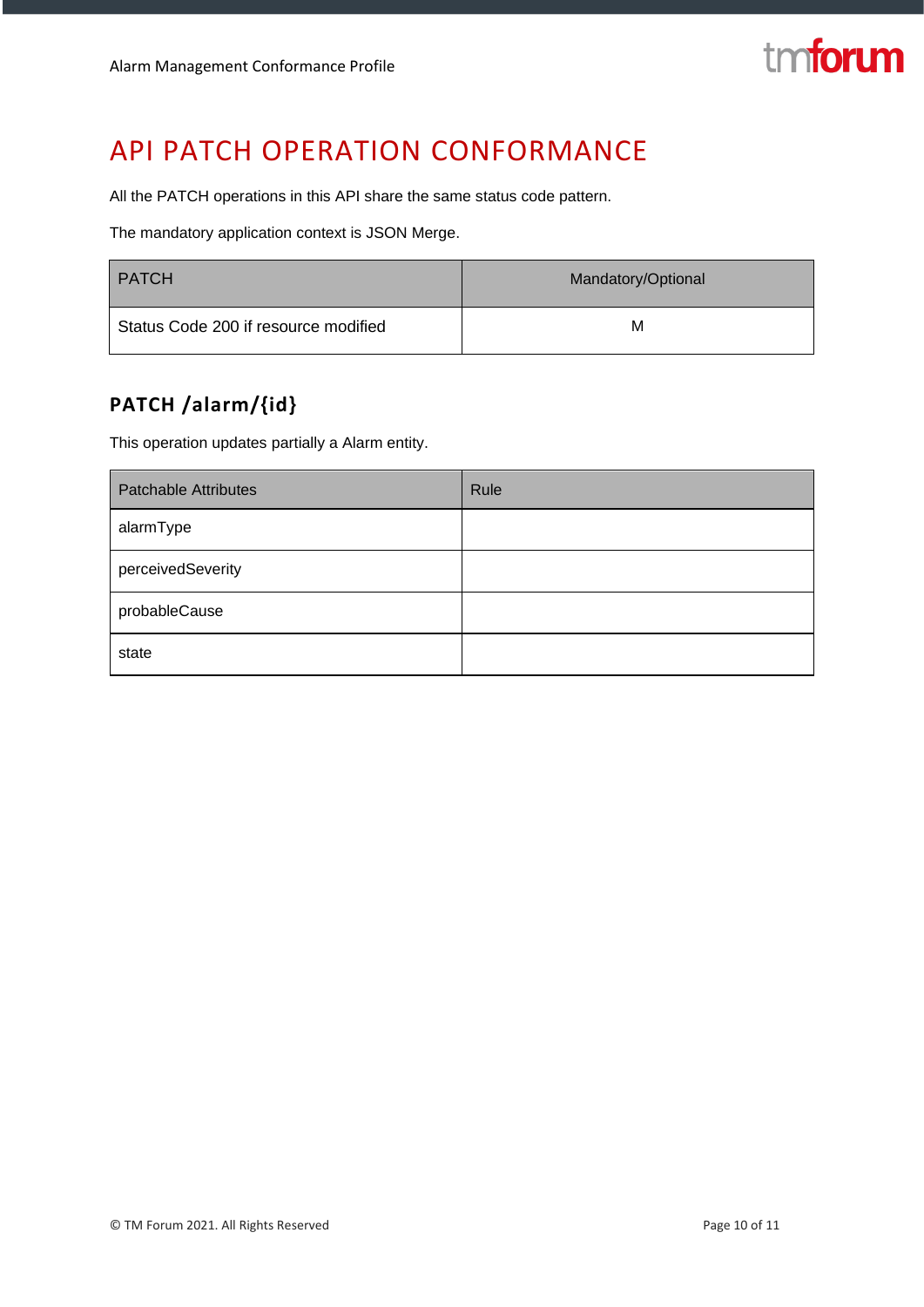# API PATCH OPERATION CONFORMANCE

All the PATCH operations in this API share the same status code pattern.

The mandatory application context is JSON Merge.

| PATCH | Mandatory/Optional |
|---|---|
| Status Code 200 if resource modified | M |

## PATCH /alarm/{id}

This operation updates partially a Alarm entity.

| Patchable Attributes | Rule |
|---|---|
| alarmType | |
| perceivedSeverity | |
| probableCause | |
| state | |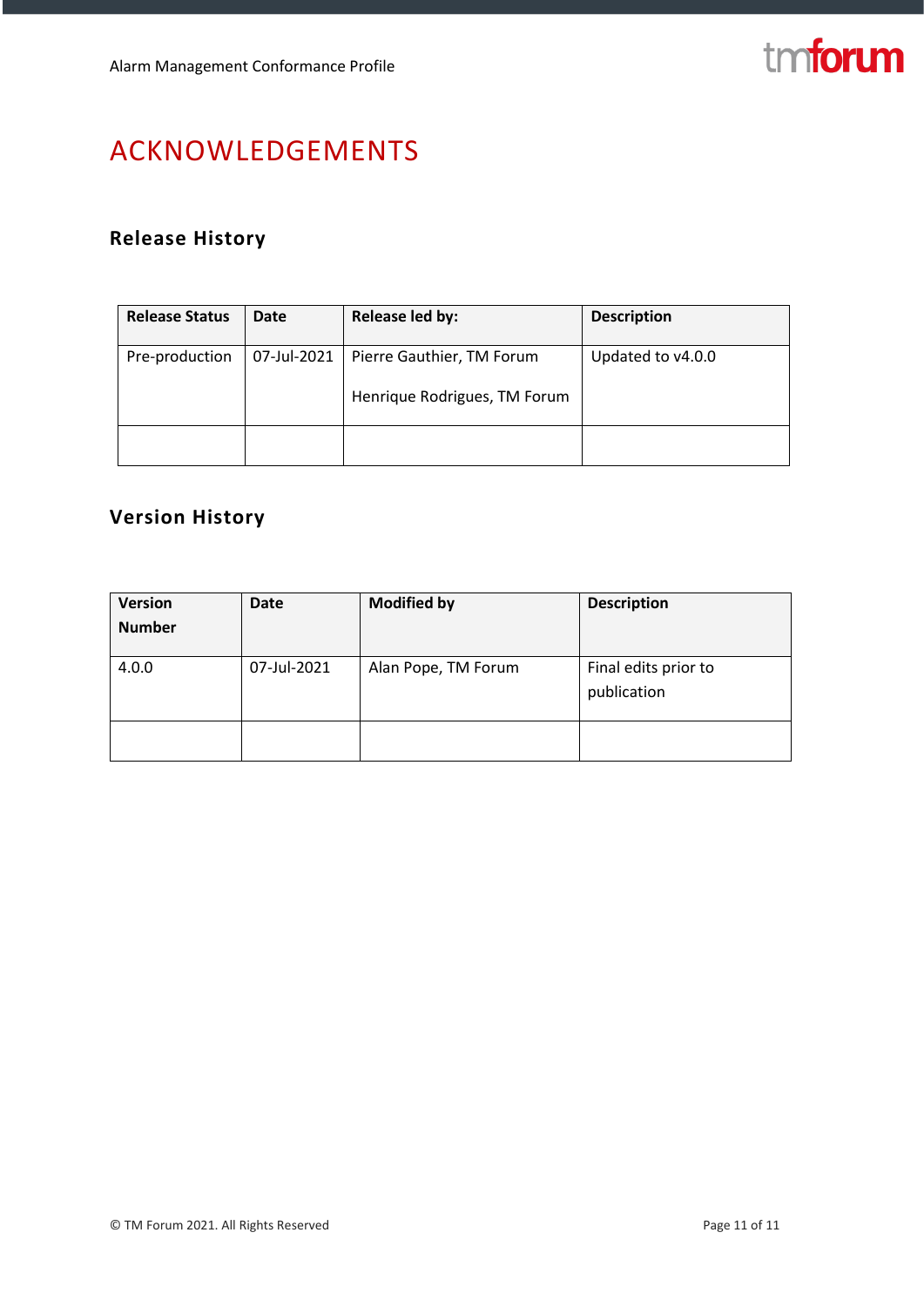# ACKNOWLEDGEMENTS

## Release History

| Release Status | Date | Release led by: | Description |
|---|---|---|---|
| Pre-production | 07-Jul-2021 | Pierre Gauthier, TM Forum<br><br>Henrique Rodrigues, TM Forum | Updated to v4.0.0 |
| | | | |

## Version History

| Version Number | Date | Modified by | Description |
|---|---|---|---|
| 4.0.0 | 07-Jul-2021 | Alan Pope, TM Forum | Final edits prior to publication |
| | | | |